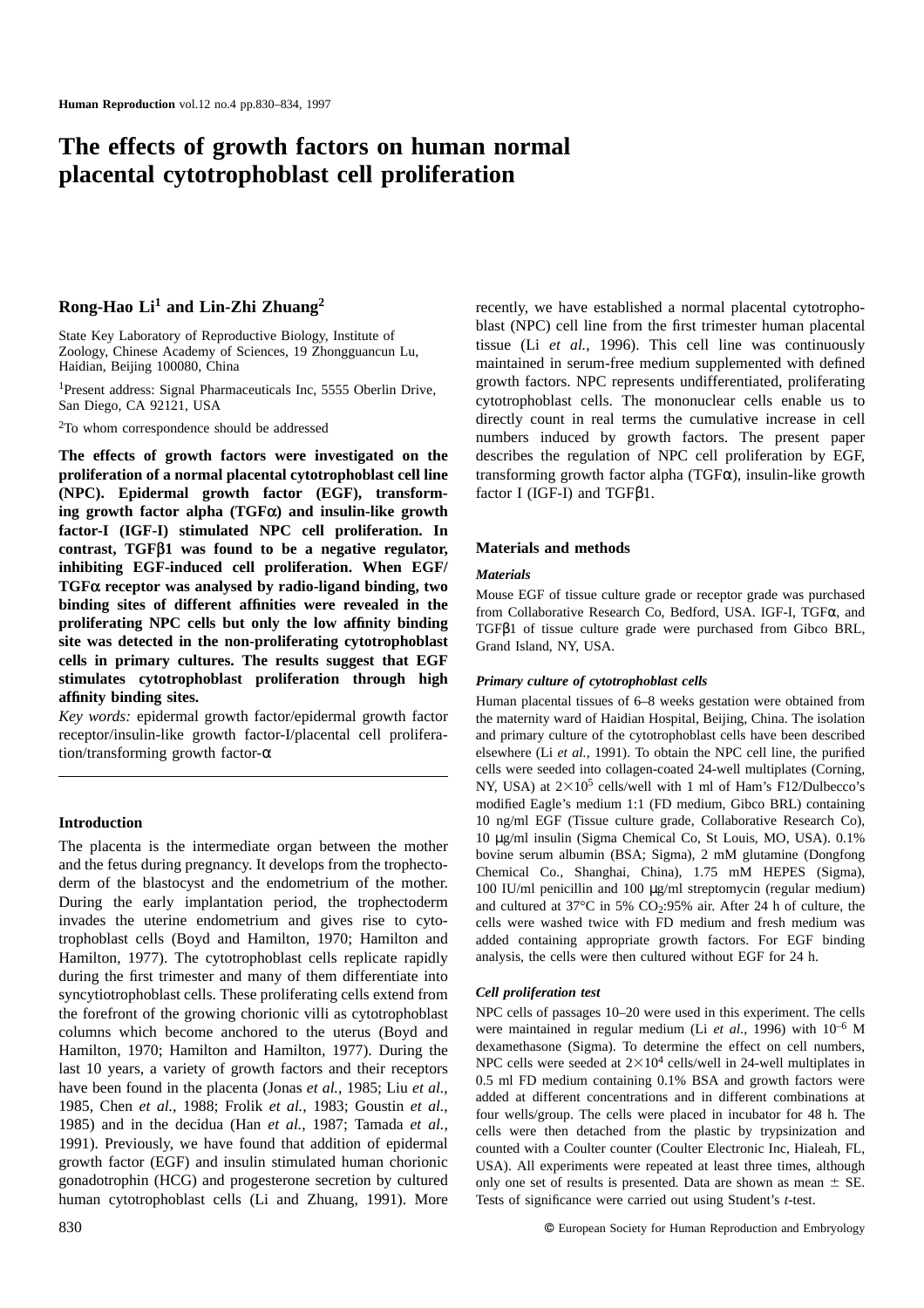# The effects of growth factors on human normal placental cytotrophoblast cell proliferation

**Rong-Hao Li[1] and Lin-Zhi Zhuang[2]**

State Key Laboratory of Reproductive Biology, Institute of Zoology, Chinese Academy of Sciences, 19 Zhongguancun Lu, Haidian, Beijing 100080, China

[1]Present address: Signal Pharmaceuticals Inc, 5555 Oberlin Drive, San Diego, CA 92121, USA

[2]To whom correspondence should be addressed

**The effects of growth factors were investigated on the proliferation of a normal placental cytotrophoblast cell line (NPC). Epidermal growth factor (EGF), transforming growth factor alpha (TGFα) and insulin-like growth factor-I (IGF-I) stimulated NPC cell proliferation. In contrast, TGFβ1 was found to be a negative regulator, inhibiting EGF-induced cell proliferation. When EGF/TGFα receptor was analysed by radio-ligand binding, two binding sites of different affinities were revealed in the proliferating NPC cells but only the low affinity binding site was detected in the non-proliferating cytotrophoblast cells in primary cultures. The results suggest that EGF stimulates cytotrophoblast proliferation through high affinity binding sites.**

*Key words:* epidermal growth factor/epidermal growth factor receptor/insulin-like growth factor-I/placental cell proliferation/transforming growth factor-α

## Introduction

The placenta is the intermediate organ between the mother and the fetus during pregnancy. It develops from the trophectoderm of the blastocyst and the endometrium of the mother. During the early implantation period, the trophectoderm invades the uterine endometrium and gives rise to cytotrophoblast cells (Boyd and Hamilton, 1970; Hamilton and Hamilton, 1977). The cytotrophoblast cells replicate rapidly during the first trimester and many of them differentiate into syncytiotrophoblast cells. These proliferating cells extend from the forefront of the growing chorionic villi as cytotrophoblast columns which become anchored to the uterus (Boyd and Hamilton, 1970; Hamilton and Hamilton, 1977). During the last 10 years, a variety of growth factors and their receptors have been found in the placenta (Jonas *et al.*, 1985; Liu *et al.*, 1985, Chen *et al.*, 1988; Frolik *et al.*, 1983; Goustin *et al.*, 1985) and in the decidua (Han *et al.*, 1987; Tamada *et al.*, 1991). Previously, we have found that addition of epidermal growth factor (EGF) and insulin stimulated human chorionic gonadotrophin (HCG) and progesterone secretion by cultured human cytotrophoblast cells (Li and Zhuang, 1991). More recently, we have established a normal placental cytotrophoblast (NPC) cell line from the first trimester human placental tissue (Li *et al.*, 1996). This cell line was continuously maintained in serum-free medium supplemented with defined growth factors. NPC represents undifferentiated, proliferating cytotrophoblast cells. The mononuclear cells enable us to directly count in real terms the cumulative increase in cell numbers induced by growth factors. The present paper describes the regulation of NPC cell proliferation by EGF, transforming growth factor alpha (TGFα), insulin-like growth factor I (IGF-I) and TGFβ1.

## Materials and methods

### Materials

Mouse EGF of tissue culture grade or receptor grade was purchased from Collaborative Research Co, Bedford, USA. IGF-I, TGFα, and TGFβ1 of tissue culture grade were purchased from Gibco BRL, Grand Island, NY, USA.

### Primary culture of cytotrophoblast cells

Human placental tissues of 6–8 weeks gestation were obtained from the maternity ward of Haidian Hospital, Beijing, China. The isolation and primary culture of the cytotrophoblast cells have been described elsewhere (Li *et al.*, 1991). To obtain the NPC cell line, the purified cells were seeded into collagen-coated 24-well multiplates (Corning, NY, USA) at $2\times10^5$ cells/well with 1 ml of Ham's F12/Dulbecco's modified Eagle's medium 1:1 (FD medium, Gibco BRL) containing 10 ng/ml EGF (Tissue culture grade, Collaborative Research Co), 10 μg/ml insulin (Sigma Chemical Co, St Louis, MO, USA). 0.1% bovine serum albumin (BSA; Sigma), 2 mM glutamine (Dongfong Chemical Co., Shanghai, China), 1.75 mM HEPES (Sigma), 100 IU/ml penicillin and 100 μg/ml streptomycin (regular medium) and cultured at 37°C in 5% $CO_2$:95% air. After 24 h of culture, the cells were washed twice with FD medium and fresh medium was added containing appropriate growth factors. For EGF binding analysis, the cells were then cultured without EGF for 24 h.

### Cell proliferation test

NPC cells of passages 10–20 were used in this experiment. The cells were maintained in regular medium (Li *et al.*, 1996) with $10^{-6}$ M dexamethasone (Sigma). To determine the effect on cell numbers, NPC cells were seeded at $2\times10^4$ cells/well in 24-well multiplates in 0.5 ml FD medium containing 0.1% BSA and growth factors were added at different concentrations and in different combinations at four wells/group. The cells were placed in incubator for 48 h. The cells were then detached from the plastic by trypsinization and counted with a Coulter counter (Coulter Electronic Inc, Hialeah, FL, USA). All experiments were repeated at least three times, although only one set of results is presented. Data are shown as mean ± SE. Tests of significance were carried out using Student's *t*-test.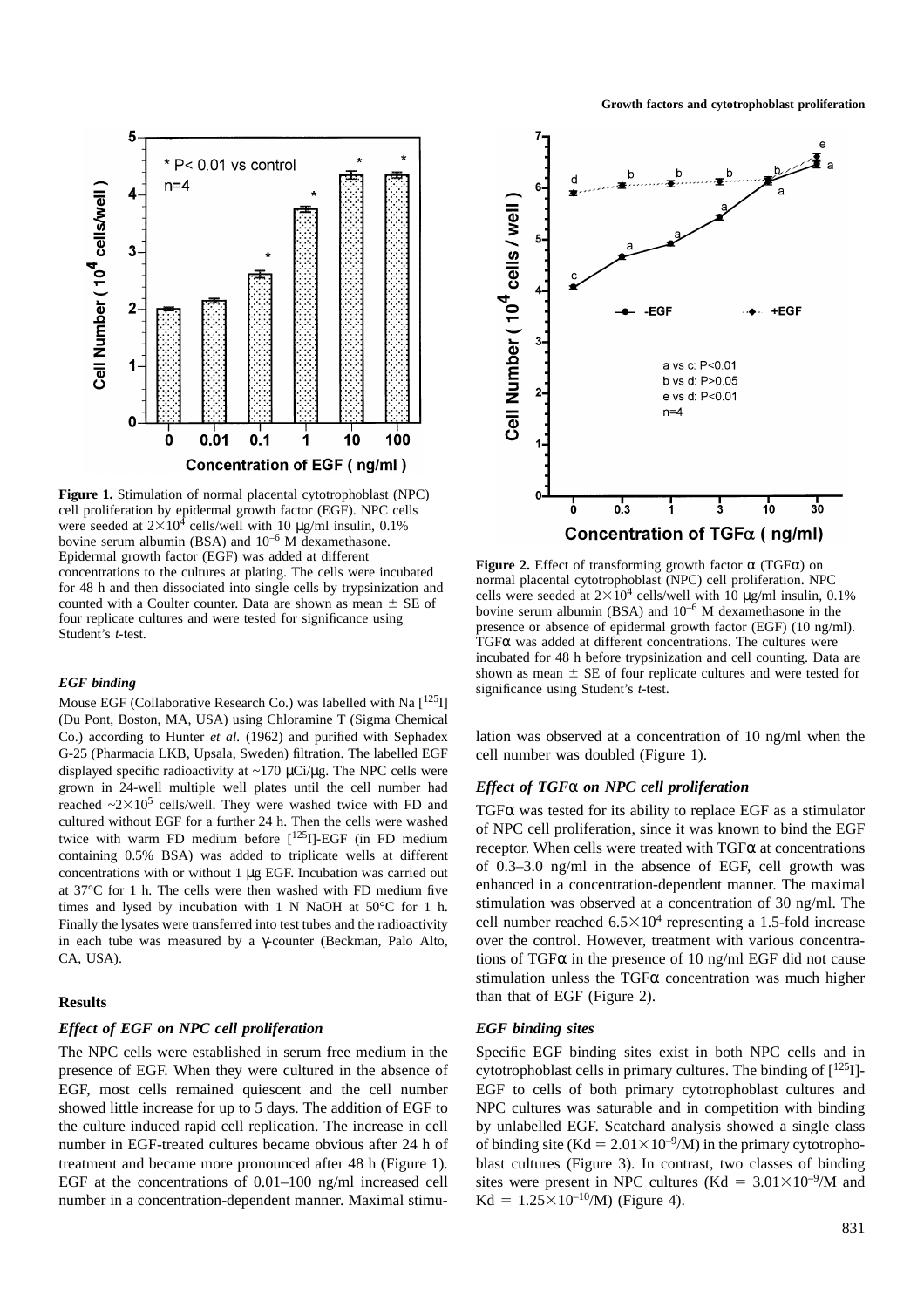**Figure 1.** Stimulation of normal placental cytotrophoblast (NPC) cell proliferation by epidermal growth factor (EGF). NPC cells were seeded at $2\times10^4$ cells/well with 10 μg/ml insulin, 0.1% bovine serum albumin (BSA) and $10^{-6}$ M dexamethasone. Epidermal growth factor (EGF) was added at different concentrations to the cultures at plating. The cells were incubated for 48 h and then dissociated into single cells by trypsinization and counted with a Coulter counter. Data are shown as mean ± SE of four replicate cultures and were tested for significance using Student's *t*-test.

### *EGF binding*

Mouse EGF (Collaborative Research Co.) was labelled with Na [$^{125}$I] (Du Pont, Boston, MA, USA) using Chloramine T (Sigma Chemical Co.) according to Hunter *et al.* (1962) and purified with Sephadex G-25 (Pharmacia LKB, Upsala, Sweden) filtration. The labelled EGF displayed specific radioactivity at ~170 μCi/μg. The NPC cells were grown in 24-well multiple well plates until the cell number had reached $\sim2\times10^5$ cells/well. They were washed twice with FD and cultured without EGF for a further 24 h. Then the cells were washed twice with warm FD medium before [$^{125}$I]-EGF (in FD medium containing 0.5% BSA) was added to triplicate wells at different concentrations with or without 1 μg EGF. Incubation was carried out at 37°C for 1 h. The cells were then washed with FD medium five times and lysed by incubation with 1 N NaOH at 50°C for 1 h. Finally the lysates were transferred into test tubes and the radioactivity in each tube was measured by a γ-counter (Beckman, Palo Alto, CA, USA).

## Results

### *Effect of EGF on NPC cell proliferation*

The NPC cells were established in serum free medium in the presence of EGF. When they were cultured in the absence of EGF, most cells remained quiescent and the cell number showed little increase for up to 5 days. The addition of EGF to the culture induced rapid cell replication. The increase in cell number in EGF-treated cultures became obvious after 24 h of treatment and became more pronounced after 48 h (Figure 1). EGF at the concentrations of 0.01–100 ng/ml increased cell number in a concentration-dependent manner. Maximal stimulation was observed at a concentration of 10 ng/ml when the cell number was doubled (Figure 1).

**Figure 2.** Effect of transforming growth factor α (TGFα) on normal placental cytotrophoblast (NPC) cell proliferation. NPC cells were seeded at $2\times10^4$ cells/well with 10 μg/ml insulin, 0.1% bovine serum albumin (BSA) and $10^{-6}$ M dexamethasone in the presence or absence of epidermal growth factor (EGF) (10 ng/ml). TGFα was added at different concentrations. The cultures were incubated for 48 h before trypsinization and cell counting. Data are shown as mean ± SE of four replicate cultures and were tested for significance using Student's *t*-test.

### *Effect of TGFα on NPC cell proliferation*

TGFα was tested for its ability to replace EGF as a stimulator of NPC cell proliferation, since it was known to bind the EGF receptor. When cells were treated with TGFα at concentrations of 0.3–3.0 ng/ml in the absence of EGF, cell growth was enhanced in a concentration-dependent manner. The maximal stimulation was observed at a concentration of 30 ng/ml. The cell number reached $6.5\times10^4$ representing a 1.5-fold increase over the control. However, treatment with various concentrations of TGFα in the presence of 10 ng/ml EGF did not cause stimulation unless the TGFα concentration was much higher than that of EGF (Figure 2).

### *EGF binding sites*

Specific EGF binding sites exist in both NPC cells and in cytotrophoblast cells in primary cultures. The binding of [$^{125}$I]-EGF to cells of both primary cytotrophoblast cultures and NPC cultures was saturable and in competition with binding by unlabelled EGF. Scatchard analysis showed a single class of binding site ($\text{Kd} = 2.01\times10^{-9}$/M) in the primary cytotrophoblast cultures (Figure 3). In contrast, two classes of binding sites were present in NPC cultures ($\text{Kd} = 3.01\times10^{-9}$/M and $\text{Kd} = 1.25\times10^{-10}$/M) (Figure 4).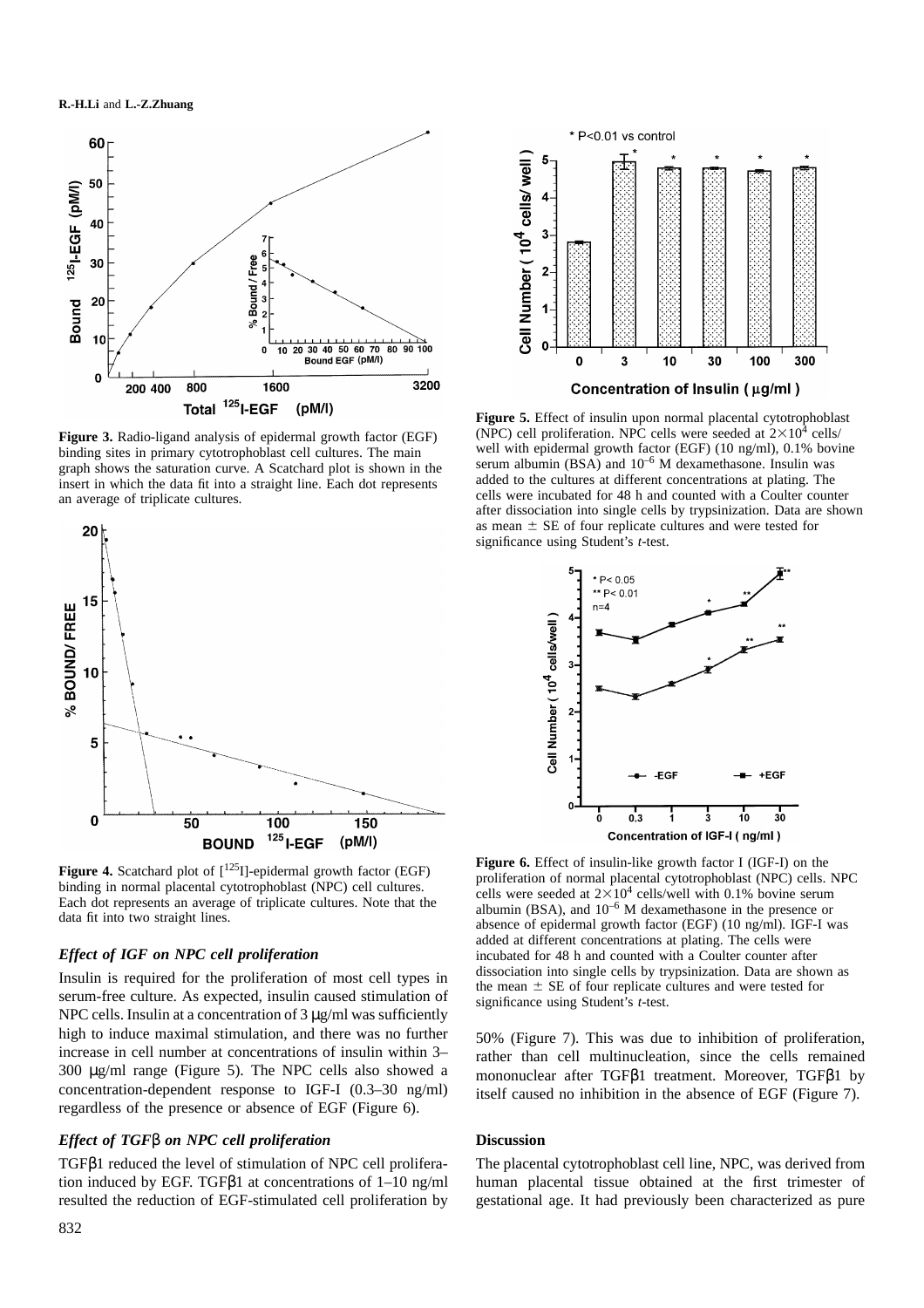**Figure 3.** Radio-ligand analysis of epidermal growth factor (EGF) binding sites in primary cytotrophoblast cell cultures. The main graph shows the saturation curve. A Scatchard plot is shown in the insert in which the data fit into a straight line. Each dot represents an average of triplicate cultures.

**Figure 4.** Scatchard plot of [$^{125}$I]-epidermal growth factor (EGF) binding in normal placental cytotrophoblast (NPC) cell cultures. Each dot represents an average of triplicate cultures. Note that the data fit into two straight lines.

### *Effect of IGF on NPC cell proliferation*

Insulin is required for the proliferation of most cell types in serum-free culture. As expected, insulin caused stimulation of NPC cells. Insulin at a concentration of 3 μg/ml was sufficiently high to induce maximal stimulation, and there was no further increase in cell number at concentrations of insulin within 3–300 μg/ml range (Figure 5). The NPC cells also showed a concentration-dependent response to IGF-I (0.3–30 ng/ml) regardless of the presence or absence of EGF (Figure 6).

### *Effect of TGFβ on NPC cell proliferation*

TGFβ1 reduced the level of stimulation of NPC cell proliferation induced by EGF. TGFβ1 at concentrations of 1–10 ng/ml resulted the reduction of EGF-stimulated cell proliferation by 50% (Figure 7). This was due to inhibition of proliferation, rather than cell multinucleation, since the cells remained mononuclear after TGFβ1 treatment. Moreover, TGFβ1 by itself caused no inhibition in the absence of EGF (Figure 7).

**Figure 5.** Effect of insulin upon normal placental cytotrophoblast (NPC) cell proliferation. NPC cells were seeded at $2\times10^4$ cells/well with epidermal growth factor (EGF) (10 ng/ml), 0.1% bovine serum albumin (BSA) and $10^{-6}$ M dexamethasone. Insulin was added to the cultures at different concentrations at plating. The cells were incubated for 48 h and counted with a Coulter counter after dissociation into single cells by trypsinization. Data are shown as mean ± SE of four replicate cultures and were tested for significance using Student's *t*-test.

**Figure 6.** Effect of insulin-like growth factor I (IGF-I) on the proliferation of normal placental cytotrophoblast (NPC) cells. NPC cells were seeded at $2\times10^4$ cells/well with 0.1% bovine serum albumin (BSA), and $10^{-6}$ M dexamethasone in the presence or absence of epidermal growth factor (EGF) (10 ng/ml). IGF-I was added at different concentrations at plating. The cells were incubated for 48 h and counted with a Coulter counter after dissociation into single cells by trypsinization. Data are shown as the mean ± SE of four replicate cultures and were tested for significance using Student's *t*-test.

## Discussion

The placental cytotrophoblast cell line, NPC, was derived from human placental tissue obtained at the first trimester of gestational age. It had previously been characterized as pure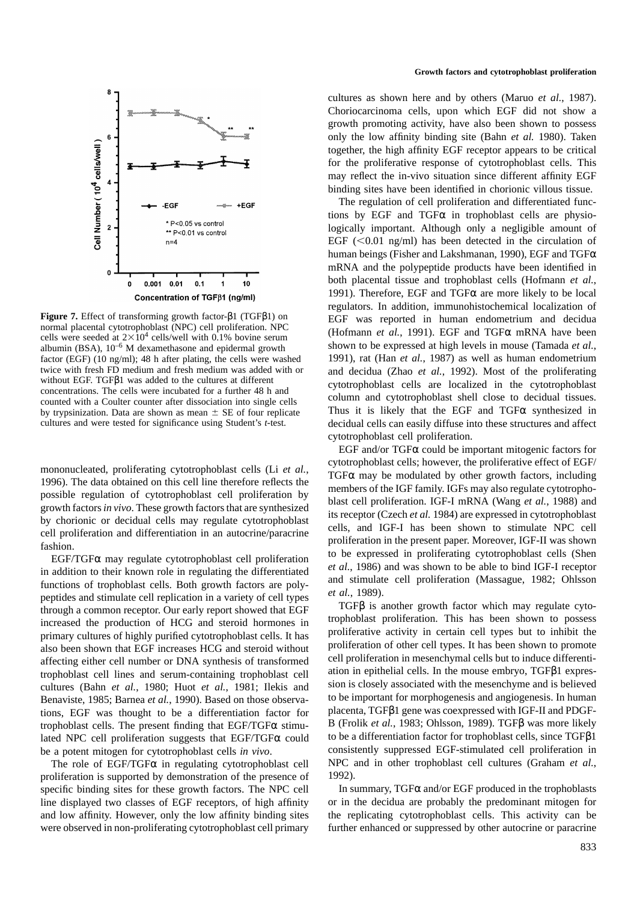8

6

4

2

0

Cell Number ( $10^4$ cells/well )

0 0.001 0.01 0.1 1 10

Concentration of TGFβ1 (ng/ml)

-EGF

+EGF

* P<0.05 vs control

** P<0.01 vs control

n=4

*

**

**

**Figure 7.** Effect of transforming growth factor-β1 (TGFβ1) on normal placental cytotrophoblast (NPC) cell proliferation. NPC cells were seeded at $2\times10^4$ cells/well with 0.1% bovine serum albumin (BSA), $10^{-6}$ M dexamethasone and epidermal growth factor (EGF) (10 ng/ml); 48 h after plating, the cells were washed twice with fresh FD medium and fresh medium was added with or without EGF. TGFβ1 was added to the cultures at different concentrations. The cells were incubated for a further 48 h and counted with a Coulter counter after dissociation into single cells by trypsinization. Data are shown as mean ± SE of four replicate cultures and were tested for significance using Student's *t*-test.

mononucleated, proliferating cytotrophoblast cells (Li *et al.*, 1996). The data obtained on this cell line therefore reflects the possible regulation of cytotrophoblast cell proliferation by growth factors *in vivo*. These growth factors that are synthesized by chorionic or decidual cells may regulate cytotrophoblast cell proliferation and differentiation in an autocrine/paracrine fashion.

EGF/TGFα may regulate cytotrophoblast cell proliferation in addition to their known role in regulating the differentiated functions of trophoblast cells. Both growth factors are polypeptides and stimulate cell replication in a variety of cell types through a common receptor. Our early report showed that EGF increased the production of HCG and steroid hormones in primary cultures of highly purified cytotrophoblast cells. It has also been shown that EGF increases HCG and steroid without affecting either cell number or DNA synthesis of transformed trophoblast cell lines and serum-containing trophoblast cell cultures (Bahn *et al.*, 1980; Huot *et al.*, 1981; Ilekis and Benaviste, 1985; Barnea *et al.*, 1990). Based on those observations, EGF was thought to be a differentiation factor for trophoblast cells. The present finding that EGF/TGFα stimulated NPC cell proliferation suggests that EGF/TGFα could be a potent mitogen for cytotrophoblast cells *in vivo*.

The role of EGF/TGFα in regulating cytotrophoblast cell proliferation is supported by demonstration of the presence of specific binding sites for these growth factors. The NPC cell line displayed two classes of EGF receptors, of high affinity and low affinity. However, only the low affinity binding sites were observed in non-proliferating cytotrophoblast cell primary cultures as shown here and by others (Maruo *et al.*, 1987). Choriocarcinoma cells, upon which EGF did not show a growth promoting activity, have also been shown to possess only the low affinity binding site (Bahn *et al.* 1980). Taken together, the high affinity EGF receptor appears to be critical for the proliferative response of cytotrophoblast cells. This may reflect the in-vivo situation since different affinity EGF binding sites have been identified in chorionic villous tissue.

The regulation of cell proliferation and differentiated functions by EGF and TGFα in trophoblast cells are physiologically important. Although only a negligible amount of EGF (<0.01 ng/ml) has been detected in the circulation of human beings (Fisher and Lakshmanan, 1990), EGF and TGFα mRNA and the polypeptide products have been identified in both placental tissue and trophoblast cells (Hofmann *et al.*, 1991). Therefore, EGF and TGFα are more likely to be local regulators. In addition, immunohistochemical localization of EGF was reported in human endometrium and decidua (Hofmann *et al.*, 1991). EGF and TGFα mRNA have been shown to be expressed at high levels in mouse (Tamada *et al.*, 1991), rat (Han *et al.*, 1987) as well as human endometrium and decidua (Zhao *et al.*, 1992). Most of the proliferating cytotrophoblast cells are localized in the cytotrophoblast column and cytotrophoblast shell close to decidual tissues. Thus it is likely that the EGF and TGFα synthesized in decidual cells can easily diffuse into these structures and affect cytotrophoblast cell proliferation.

EGF and/or TGFα could be important mitogenic factors for cytotrophoblast cells; however, the proliferative effect of EGF/TGFα may be modulated by other growth factors, including members of the IGF family. IGFs may also regulate cytotrophoblast cell proliferation. IGF-I mRNA (Wang *et al.*, 1988) and its receptor (Czech *et al.* 1984) are expressed in cytotrophoblast cells, and IGF-I has been shown to stimulate NPC cell proliferation in the present paper. Moreover, IGF-II was shown to be expressed in proliferating cytotrophoblast cells (Shen *et al.*, 1986) and was shown to be able to bind IGF-I receptor and stimulate cell proliferation (Massague, 1982; Ohlsson *et al.*, 1989).

TGFβ is another growth factor which may regulate cytotrophoblast proliferation. This has been shown to possess proliferative activity in certain cell types but to inhibit the proliferation of other cell types. It has been shown to promote cell proliferation in mesenchymal cells but to induce differentiation in epithelial cells. In the mouse embryo, TGFβ1 expression is closely associated with the mesenchyme and is believed to be important for morphogenesis and angiogenesis. In human placenta, TGFβ1 gene was coexpressed with IGF-II and PDGF-B (Frolik *et al.*, 1983; Ohlsson, 1989). TGFβ was more likely to be a differentiation factor for trophoblast cells, since TGFβ1 consistently suppressed EGF-stimulated cell proliferation in NPC and in other trophoblast cell cultures (Graham *et al.*, 1992).

In summary, TGFα and/or EGF produced in the trophoblasts or in the decidua are probably the predominant mitogen for the replicating cytotrophoblast cells. This activity can be further enhanced or suppressed by other autocrine or paracrine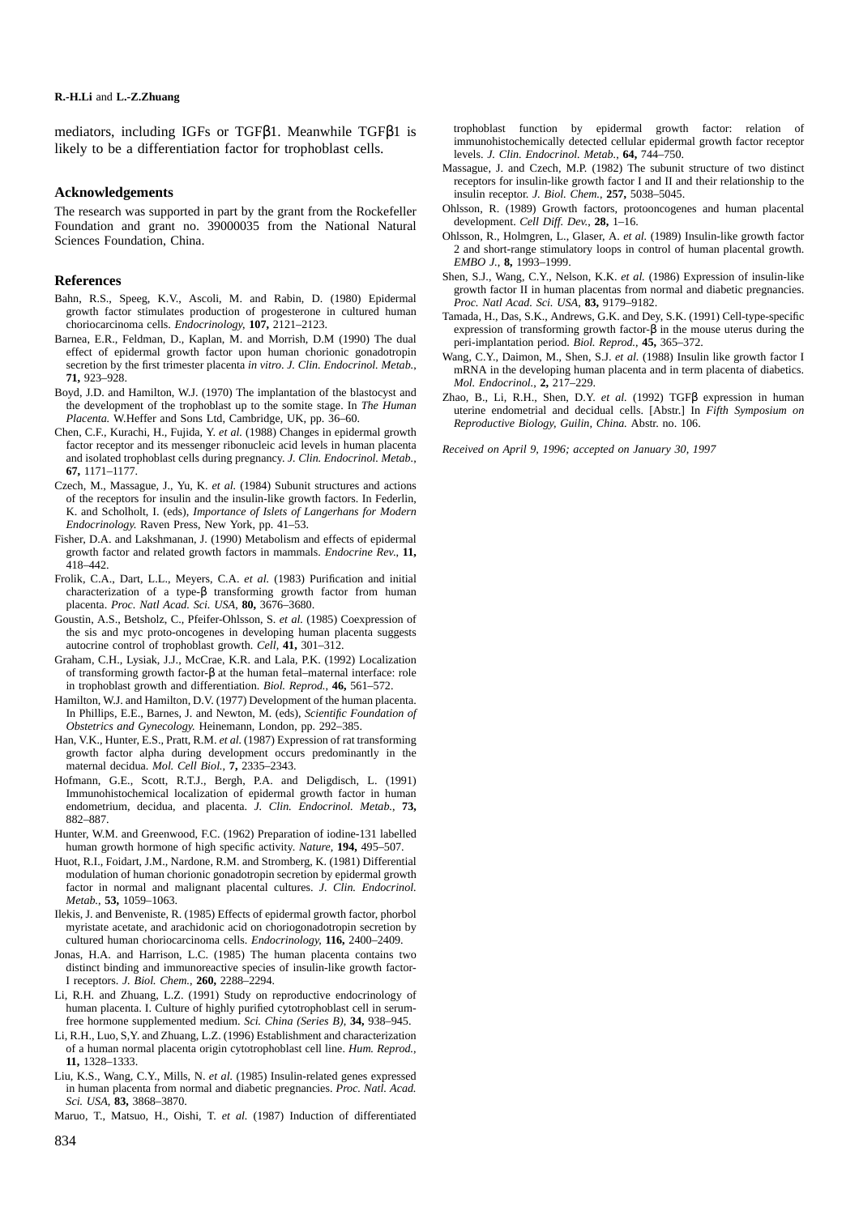mediators, including IGFs or TGFβ1. Meanwhile TGFβ1 is likely to be a differentiation factor for trophoblast cells.

## Acknowledgements

The research was supported in part by the grant from the Rockefeller Foundation and grant no. 39000035 from the National Natural Sciences Foundation, China.

## References

Bahn, R.S., Speeg, K.V., Ascoli, M. and Rabin, D. (1980) Epidermal growth factor stimulates production of progesterone in cultured human choriocarcinoma cells. *Endocrinology*, **107,** 2121–2123.

Barnea, E.R., Feldman, D., Kaplan, M. and Morrish, D.M (1990) The dual effect of epidermal growth factor upon human chorionic gonadotropin secretion by the first trimester placenta *in vitro*. *J. Clin. Endocrinol. Metab.*, **71,** 923–928.

Boyd, J.D. and Hamilton, W.J. (1970) The implantation of the blastocyst and the development of the trophoblast up to the somite stage. In *The Human Placenta.* W.Heffer and Sons Ltd, Cambridge, UK, pp. 36–60.

Chen, C.F., Kurachi, H., Fujida, Y. *et al.* (1988) Changes in epidermal growth factor receptor and its messenger ribonucleic acid levels in human placenta and isolated trophoblast cells during pregnancy. *J. Clin. Endocrinol. Metab.*, **67,** 1171–1177.

Czech, M., Massague, J., Yu, K. *et al.* (1984) Subunit structures and actions of the receptors for insulin and the insulin-like growth factors. In Federlin, K. and Scholholt, I. (eds), *Importance of Islets of Langerhans for Modern Endocrinology.* Raven Press, New York, pp. 41–53.

Fisher, D.A. and Lakshmanan, J. (1990) Metabolism and effects of epidermal growth factor and related growth factors in mammals. *Endocrine Rev.*, **11,** 418–442.

Frolik, C.A., Dart, L.L., Meyers, C.A. *et al.* (1983) Purification and initial characterization of a type-β transforming growth factor from human placenta. *Proc. Natl Acad. Sci. USA*, **80,** 3676–3680.

Goustin, A.S., Betsholz, C., Pfeifer-Ohlsson, S. *et al.* (1985) Coexpression of the sis and myc proto-oncogenes in developing human placenta suggests autocrine control of trophoblast growth. *Cell*, **41,** 301–312.

Graham, C.H., Lysiak, J.J., McCrae, K.R. and Lala, P.K. (1992) Localization of transforming growth factor-β at the human fetal–maternal interface: role in trophoblast growth and differentiation. *Biol. Reprod.*, **46,** 561–572.

Hamilton, W.J. and Hamilton, D.V. (1977) Development of the human placenta. In Phillips, E.E., Barnes, J. and Newton, M. (eds), *Scientific Foundation of Obstetrics and Gynecology.* Heinemann, London, pp. 292–385.

Han, V.K., Hunter, E.S., Pratt, R.M. *et al.* (1987) Expression of rat transforming growth factor alpha during development occurs predominantly in the maternal decidua. *Mol. Cell Biol.*, **7,** 2335–2343.

Hofmann, G.E., Scott, R.T.J., Bergh, P.A. and Deligdisch, L. (1991) Immunohistochemical localization of epidermal growth factor in human endometrium, decidua, and placenta. *J. Clin. Endocrinol. Metab.*, **73,** 882–887.

Hunter, W.M. and Greenwood, F.C. (1962) Preparation of iodine-131 labelled human growth hormone of high specific activity. *Nature*, **194,** 495–507.

Huot, R.I., Foidart, J.M., Nardone, R.M. and Stromberg, K. (1981) Differential modulation of human chorionic gonadotropin secretion by epidermal growth factor in normal and malignant placental cultures. *J. Clin. Endocrinol. Metab.*, **53,** 1059–1063.

Ilekis, J. and Benveniste, R. (1985) Effects of epidermal growth factor, phorbol myristate acetate, and arachidonic acid on choriogonadotropin secretion by cultured human choriocarcinoma cells. *Endocrinology*, **116,** 2400–2409.

Jonas, H.A. and Harrison, L.C. (1985) The human placenta contains two distinct binding and immunoreactive species of insulin-like growth factor-I receptors. *J. Biol. Chem.*, **260,** 2288–2294.

Li, R.H. and Zhuang, L.Z. (1991) Study on reproductive endocrinology of human placenta. I. Culture of highly purified cytotrophoblast cell in serum-free hormone supplemented medium. *Sci. China (Series B)*, **34,** 938–945.

Li, R.H., Luo, S,Y. and Zhuang, L.Z. (1996) Establishment and characterization of a human normal placenta origin cytotrophoblast cell line. *Hum. Reprod.*, **11,** 1328–1333.

Liu, K.S., Wang, C.Y., Mills, N. *et al.* (1985) Insulin-related genes expressed in human placenta from normal and diabetic pregnancies. *Proc. Natl. Acad. Sci. USA*, **83,** 3868–3870.

Maruo, T., Matsuo, H., Oishi, T. *et al.* (1987) Induction of differentiated trophoblast function by epidermal growth factor: relation of immunohistochemically detected cellular epidermal growth factor receptor levels. *J. Clin. Endocrinol. Metab.*, **64,** 744–750.

Massague, J. and Czech, M.P. (1982) The subunit structure of two distinct receptors for insulin-like growth factor I and II and their relationship to the insulin receptor. *J. Biol. Chem.*, **257,** 5038–5045.

Ohlsson, R. (1989) Growth factors, protooncogenes and human placental development. *Cell Diff. Dev.*, **28,** 1–16.

Ohlsson, R., Holmgren, L., Glaser, A. *et al.* (1989) Insulin-like growth factor 2 and short-range stimulatory loops in control of human placental growth. *EMBO J.*, **8,** 1993–1999.

Shen, S.J., Wang, C.Y., Nelson, K.K. *et al.* (1986) Expression of insulin-like growth factor II in human placentas from normal and diabetic pregnancies. *Proc. Natl Acad. Sci. USA*, **83,** 9179–9182.

Tamada, H., Das, S.K., Andrews, G.K. and Dey, S.K. (1991) Cell-type-specific expression of transforming growth factor-β in the mouse uterus during the peri-implantation period. *Biol. Reprod.*, **45,** 365–372.

Wang, C.Y., Daimon, M., Shen, S.J. *et al.* (1988) Insulin like growth factor I mRNA in the developing human placenta and in term placenta of diabetics. *Mol. Endocrinol.*, **2,** 217–229.

Zhao, B., Li, R.H., Shen, D.Y. *et al.* (1992) TGFβ expression in human uterine endometrial and decidual cells. [Abstr.] In *Fifth Symposium on Reproductive Biology, Guilin, China.* Abstr. no. 106.

*Received on April 9, 1996; accepted on January 30, 1997*